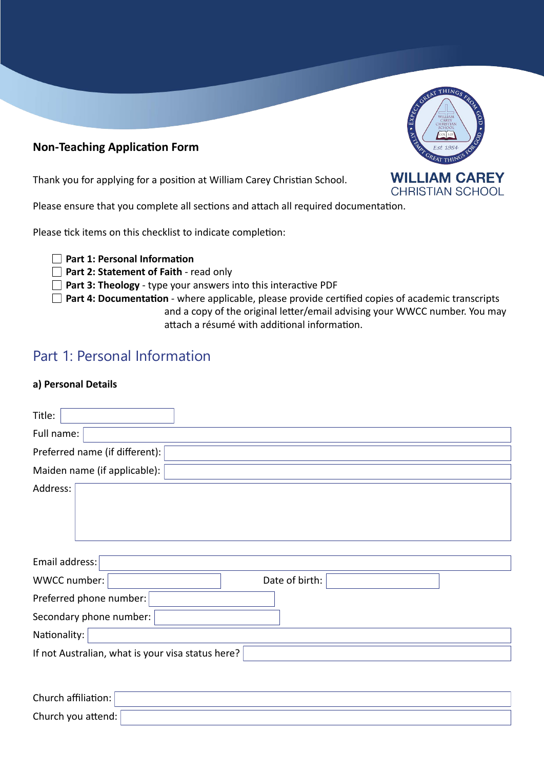**Non-Teaching Application Form**

**WILLIAM CAREY**
CHRISTIAN SCHOOL

Thank you for applying for a position at William Carey Christian School.

Please ensure that you complete all sections and attach all required documentation.

Please tick items on this checklist to indicate completion:

- ☐ **Part 1: Personal Information**
- ☐ **Part 2: Statement of Faith** - read only
- ☐ **Part 3: Theology** - type your answers into this interactive PDF
- ☐ **Part 4: Documentation** - where applicable, please provide certified copies of academic transcripts and a copy of the original letter/email advising your WWCC number. You may attach a résumé with additional information.

## Part 1: Personal Information

**a) Personal Details**

Title:

Full name:

Preferred name (if different):

Maiden name (if applicable):

Address:

Email address:

WWCC number: Date of birth:

Preferred phone number:

Secondary phone number:

Nationality:

If not Australian, what is your visa status here?

Church affiliation:

Church you attend: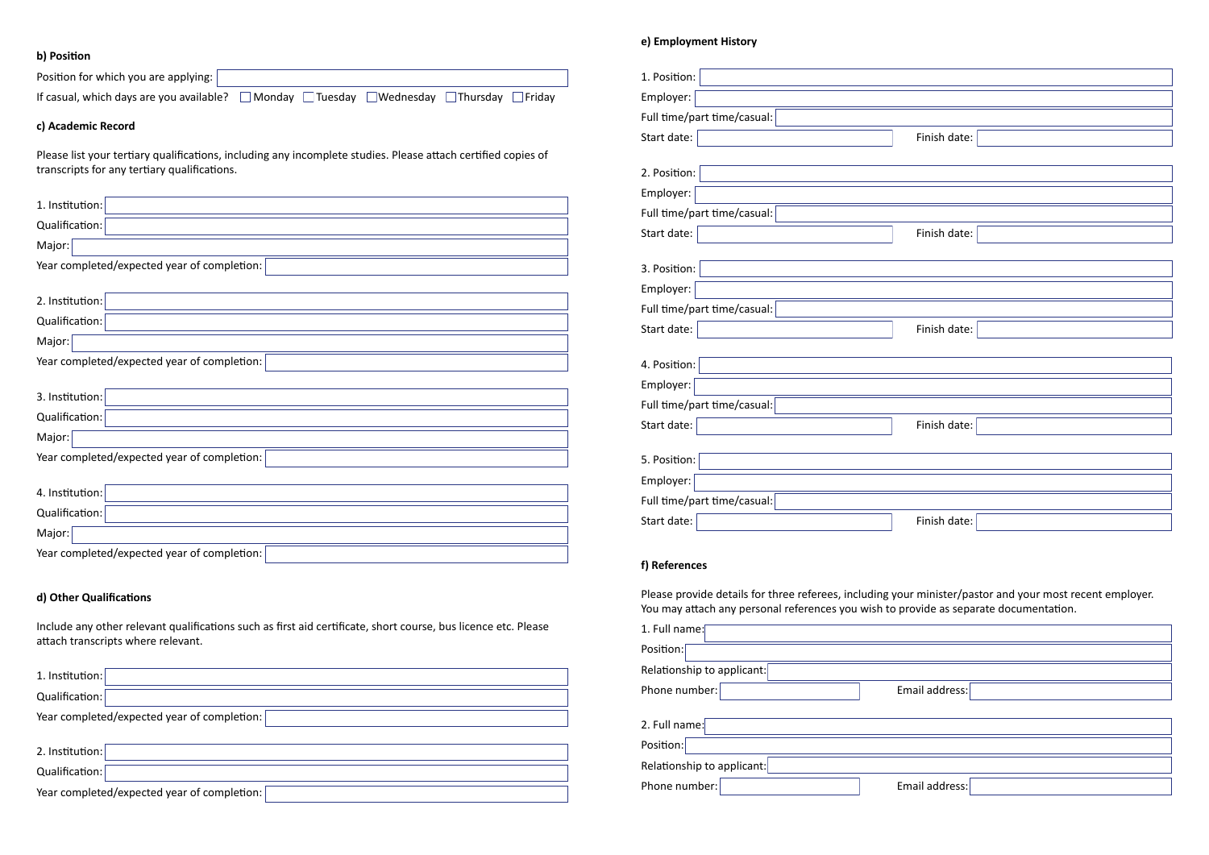**b) Position**

Position for which you are applying:

If casual, which days are you available? ☐ Monday ☐ Tuesday ☐ Wednesday ☐ Thursday ☐ Friday

**c) Academic Record**

Please list your tertiary qualifications, including any incomplete studies. Please attach certified copies of transcripts for any tertiary qualifications.

1. Institution:
   Qualification:
   Major:
   Year completed/expected year of completion:

2. Institution:
   Qualification:
   Major:
   Year completed/expected year of completion:

3. Institution:
   Qualification:
   Major:
   Year completed/expected year of completion:

4. Institution:
   Qualification:
   Major:
   Year completed/expected year of completion:

**d) Other Qualifications**

Include any other relevant qualifications such as first aid certificate, short course, bus licence etc. Please attach transcripts where relevant.

1. Institution:
   Qualification:
   Year completed/expected year of completion:

2. Institution:
   Qualification:
   Year completed/expected year of completion:

**e) Employment History**

1. Position:
   Employer:
   Full time/part time/casual:
   Start date: Finish date:

2. Position:
   Employer:
   Full time/part time/casual:
   Start date: Finish date:

3. Position:
   Employer:
   Full time/part time/casual:
   Start date: Finish date:

4. Position:
   Employer:
   Full time/part time/casual:
   Start date: Finish date:

5. Position:
   Employer:
   Full time/part time/casual:
   Start date: Finish date:

**f) References**

Please provide details for three referees, including your minister/pastor and your most recent employer. You may attach any personal references you wish to provide as separate documentation.

1. Full name:
   Position:
   Relationship to applicant:
   Phone number: Email address:

2. Full name:
   Position:
   Relationship to applicant:
   Phone number: Email address: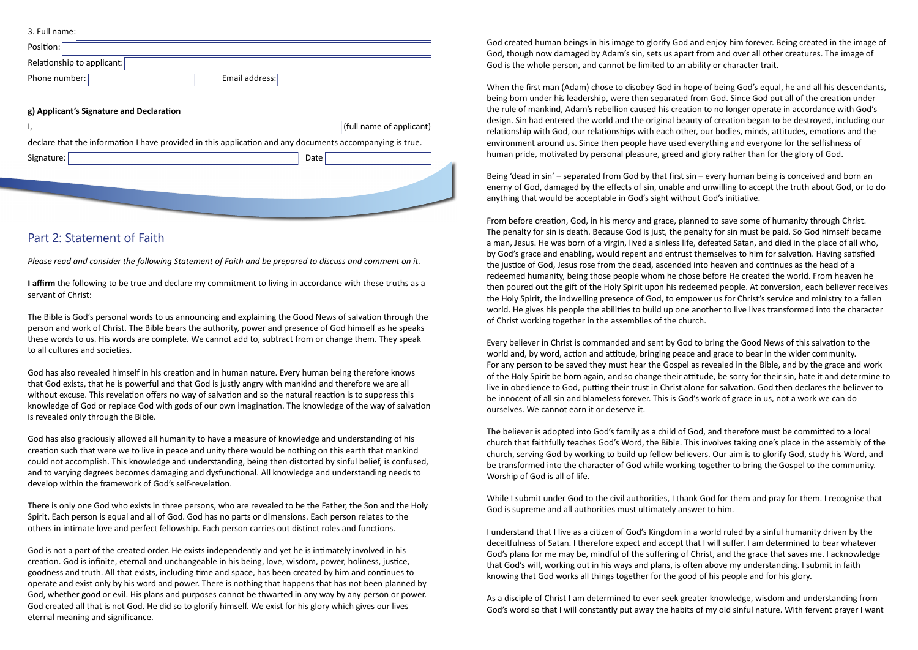3. Full name:

Position:

Relationship to applicant:

Phone number: Email address:

**g) Applicant's Signature and Declaration**

I, (full name of applicant)

declare that the information I have provided in this application and any documents accompanying is true.

Signature: Date

## Part 2: Statement of Faith

*Please read and consider the following Statement of Faith and be prepared to discuss and comment on it.*

**I affirm** the following to be true and declare my commitment to living in accordance with these truths as a servant of Christ:

The Bible is God's personal words to us announcing and explaining the Good News of salvation through the person and work of Christ. The Bible bears the authority, power and presence of God himself as he speaks these words to us. His words are complete. We cannot add to, subtract from or change them. They speak to all cultures and societies.

God has also revealed himself in his creation and in human nature. Every human being therefore knows that God exists, that he is powerful and that God is justly angry with mankind and therefore we are all without excuse. This revelation offers no way of salvation and so the natural reaction is to suppress this knowledge of God or replace God with gods of our own imagination. The knowledge of the way of salvation is revealed only through the Bible.

God has also graciously allowed all humanity to have a measure of knowledge and understanding of his creation such that were we to live in peace and unity there would be nothing on this earth that mankind could not accomplish. This knowledge and understanding, being then distorted by sinful belief, is confused, and to varying degrees becomes damaging and dysfunctional. All knowledge and understanding needs to develop within the framework of God's self-revelation.

There is only one God who exists in three persons, who are revealed to be the Father, the Son and the Holy Spirit. Each person is equal and all of God. God has no parts or dimensions. Each person relates to the others in intimate love and perfect fellowship. Each person carries out distinct roles and functions.

God is not a part of the created order. He exists independently and yet he is intimately involved in his creation. God is infinite, eternal and unchangeable in his being, love, wisdom, power, holiness, justice, goodness and truth. All that exists, including time and space, has been created by him and continues to operate and exist only by his word and power. There is nothing that happens that has not been planned by God, whether good or evil. His plans and purposes cannot be thwarted in any way by any person or power. God created all that is not God. He did so to glorify himself. We exist for his glory which gives our lives eternal meaning and significance.

God created human beings in his image to glorify God and enjoy him forever. Being created in the image of God, though now damaged by Adam's sin, sets us apart from and over all other creatures. The image of God is the whole person, and cannot be limited to an ability or character trait.

When the first man (Adam) chose to disobey God in hope of being God's equal, he and all his descendants, being born under his leadership, were then separated from God. Since God put all of the creation under the rule of mankind, Adam's rebellion caused his creation to no longer operate in accordance with God's design. Sin had entered the world and the original beauty of creation began to be destroyed, including our relationship with God, our relationships with each other, our bodies, minds, attitudes, emotions and the environment around us. Since then people have used everything and everyone for the selfishness of human pride, motivated by personal pleasure, greed and glory rather than for the glory of God.

Being 'dead in sin' – separated from God by that first sin – every human being is conceived and born an enemy of God, damaged by the effects of sin, unable and unwilling to accept the truth about God, or to do anything that would be acceptable in God's sight without God's initiative.

From before creation, God, in his mercy and grace, planned to save some of humanity through Christ. The penalty for sin is death. Because God is just, the penalty for sin must be paid. So God himself became a man, Jesus. He was born of a virgin, lived a sinless life, defeated Satan, and died in the place of all who, by God's grace and enabling, would repent and entrust themselves to him for salvation. Having satisfied the justice of God, Jesus rose from the dead, ascended into heaven and continues as the head of a redeemed humanity, being those people whom he chose before He created the world. From heaven he then poured out the gift of the Holy Spirit upon his redeemed people. At conversion, each believer receives the Holy Spirit, the indwelling presence of God, to empower us for Christ's service and ministry to a fallen world. He gives his people the abilities to build up one another to live lives transformed into the character of Christ working together in the assemblies of the church.

Every believer in Christ is commanded and sent by God to bring the Good News of this salvation to the world and, by word, action and attitude, bringing peace and grace to bear in the wider community. For any person to be saved they must hear the Gospel as revealed in the Bible, and by the grace and work of the Holy Spirit be born again, and so change their attitude, be sorry for their sin, hate it and determine to live in obedience to God, putting their trust in Christ alone for salvation. God then declares the believer to be innocent of all sin and blameless forever. This is God's work of grace in us, not a work we can do ourselves. We cannot earn it or deserve it.

The believer is adopted into God's family as a child of God, and therefore must be committed to a local church that faithfully teaches God's Word, the Bible. This involves taking one's place in the assembly of the church, serving God by working to build up fellow believers. Our aim is to glorify God, study his Word, and be transformed into the character of God while working together to bring the Gospel to the community. Worship of God is all of life.

While I submit under God to the civil authorities, I thank God for them and pray for them. I recognise that God is supreme and all authorities must ultimately answer to him.

I understand that I live as a citizen of God's Kingdom in a world ruled by a sinful humanity driven by the deceitfulness of Satan. I therefore expect and accept that I will suffer. I am determined to bear whatever God's plans for me may be, mindful of the suffering of Christ, and the grace that saves me. I acknowledge that God's will, working out in his ways and plans, is often above my understanding. I submit in faith knowing that God works all things together for the good of his people and for his glory.

As a disciple of Christ I am determined to ever seek greater knowledge, wisdom and understanding from God's word so that I will constantly put away the habits of my old sinful nature. With fervent prayer I want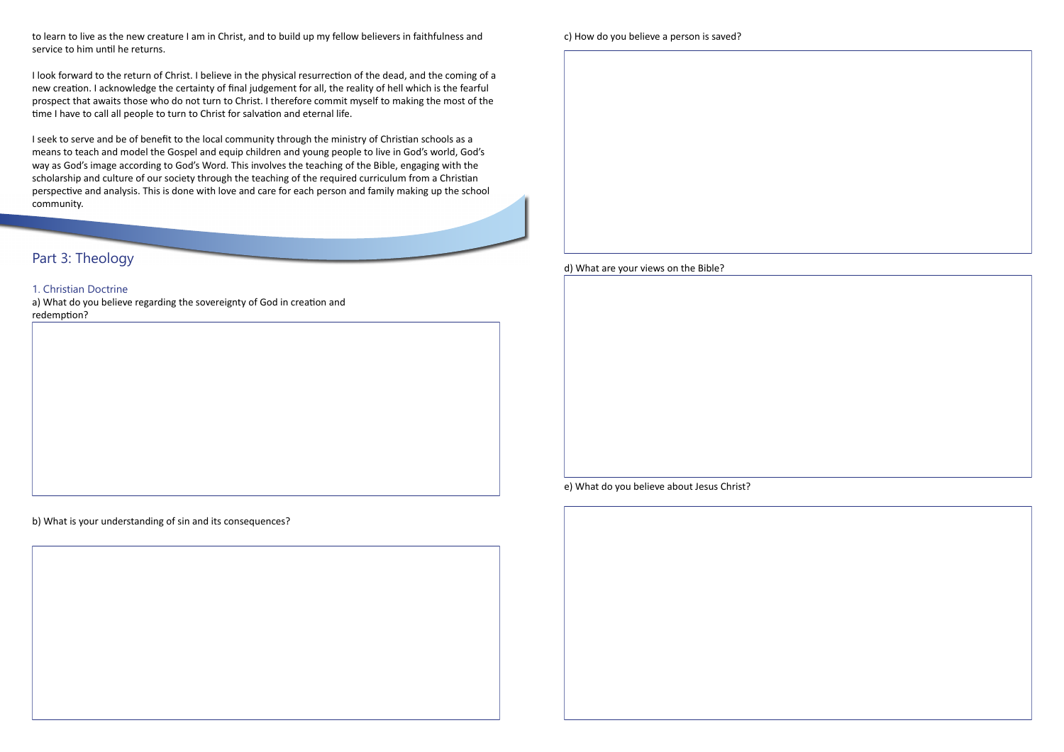to learn to live as the new creature I am in Christ, and to build up my fellow believers in faithfulness and service to him until he returns.

I look forward to the return of Christ. I believe in the physical resurrection of the dead, and the coming of a new creation. I acknowledge the certainty of final judgement for all, the reality of hell which is the fearful prospect that awaits those who do not turn to Christ. I therefore commit myself to making the most of the time I have to call all people to turn to Christ for salvation and eternal life.

I seek to serve and be of benefit to the local community through the ministry of Christian schools as a means to teach and model the Gospel and equip children and young people to live in God's world, God's way as God's image according to God's Word. This involves the teaching of the Bible, engaging with the scholarship and culture of our society through the teaching of the required curriculum from a Christian perspective and analysis. This is done with love and care for each person and family making up the school community.

## Part 3: Theology

### 1. Christian Doctrine

a) What do you believe regarding the sovereignty of God in creation and redemption?

b) What is your understanding of sin and its consequences?

c) How do you believe a person is saved?

d) What are your views on the Bible?

e) What do you believe about Jesus Christ?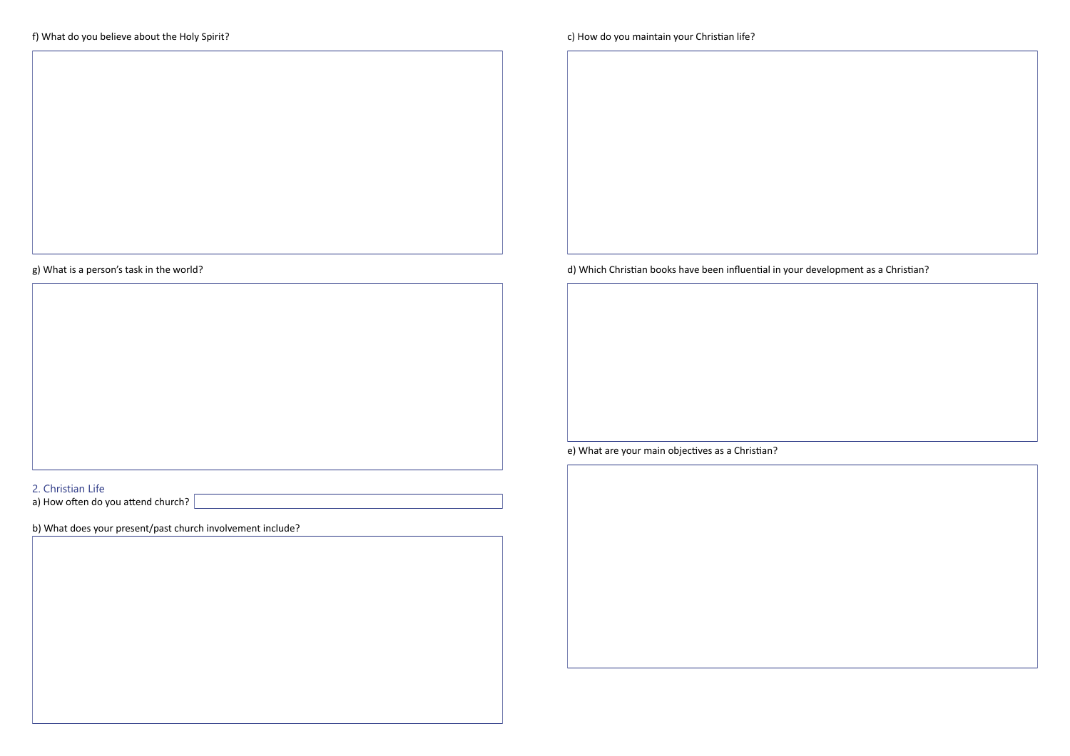f) What do you believe about the Holy Spirit?

g) What is a person's task in the world?

## 2. Christian Life

a) How often do you attend church?

b) What does your present/past church involvement include?

c) How do you maintain your Christian life?

d) Which Christian books have been influential in your development as a Christian?

e) What are your main objectives as a Christian?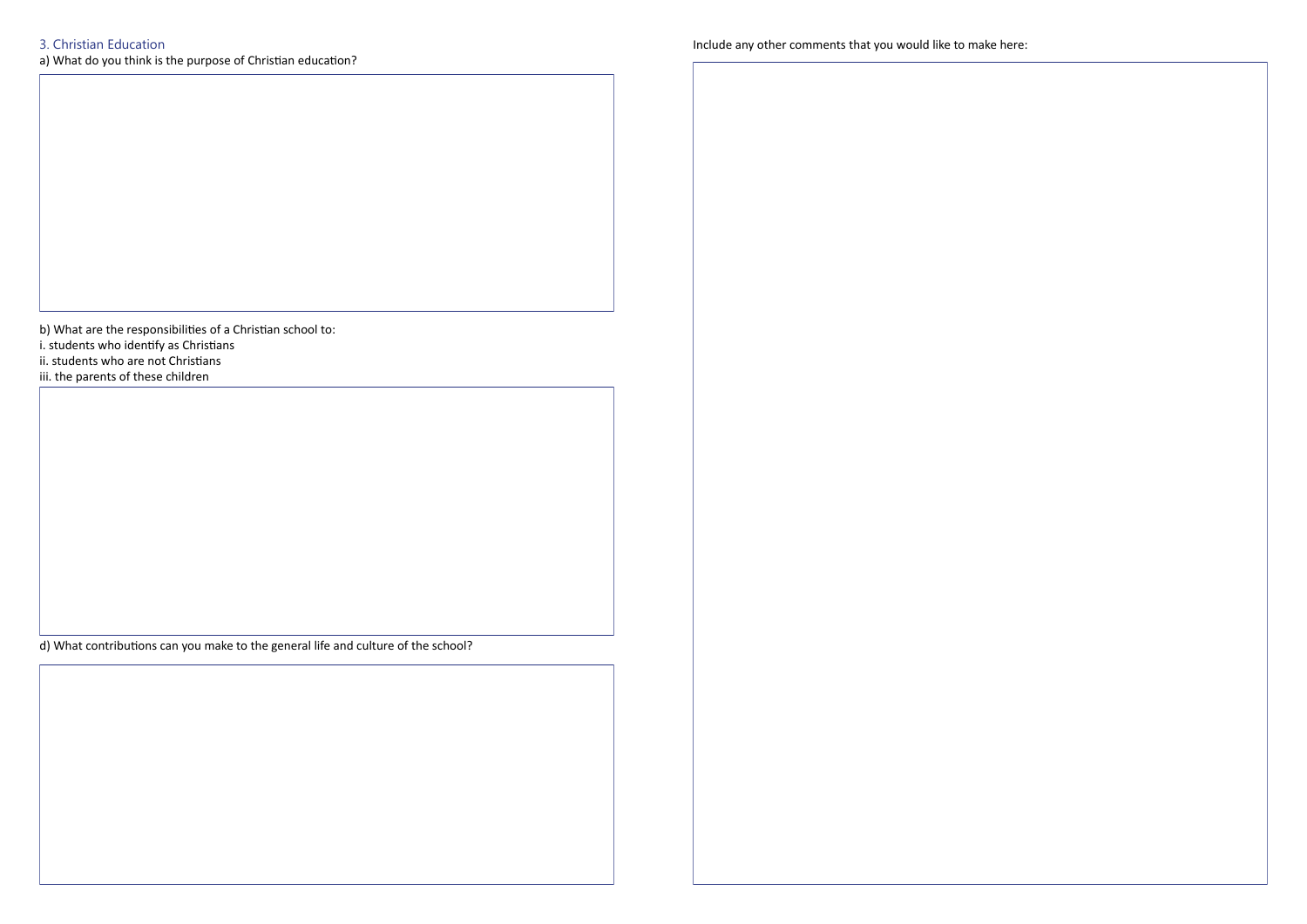## 3. Christian Education

a) What do you think is the purpose of Christian education?

b) What are the responsibilities of a Christian school to:

i. students who identify as Christians
ii. students who are not Christians
iii. the parents of these children

d) What contributions can you make to the general life and culture of the school?

Include any other comments that you would like to make here: